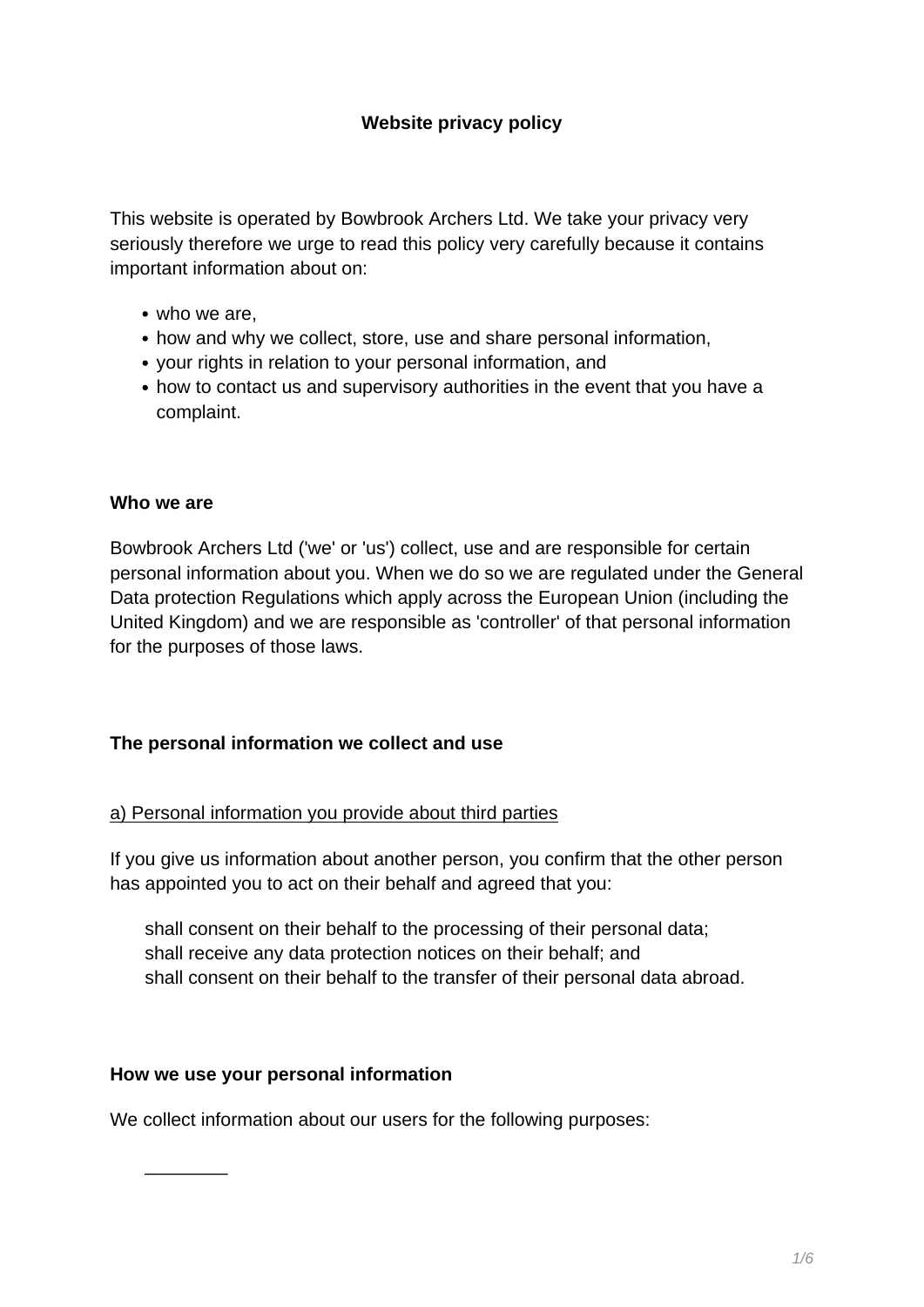# Website privacy policy

This website is operated by Bowbrook Archers Ltd. We take your privacy very seriously therefore we urge to read this policy very carefully because it contains important information about on:

- who we are,
- how and why we collect, store, use and share personal information,
- your rights in relation to your personal information, and
- how to contact us and supervisory authorities in the event that you have a complaint.

## Who we are

Bowbrook Archers Ltd ('we' or 'us') collect, use and are responsible for certain personal information about you. When we do so we are regulated under the General Data protection Regulations which apply across the European Union (including the United Kingdom) and we are responsible as 'controller' of that personal information for the purposes of those laws.

## The personal information we collect and use

<u>a) Personal information you provide about third parties</u>

If you give us information about another person, you confirm that the other person has appointed you to act on their behalf and agreed that you:

> shall consent on their behalf to the processing of their personal data;
> shall receive any data protection notices on their behalf; and
> shall consent on their behalf to the transfer of their personal data abroad.

## How we use your personal information

We collect information about our users for the following purposes:

________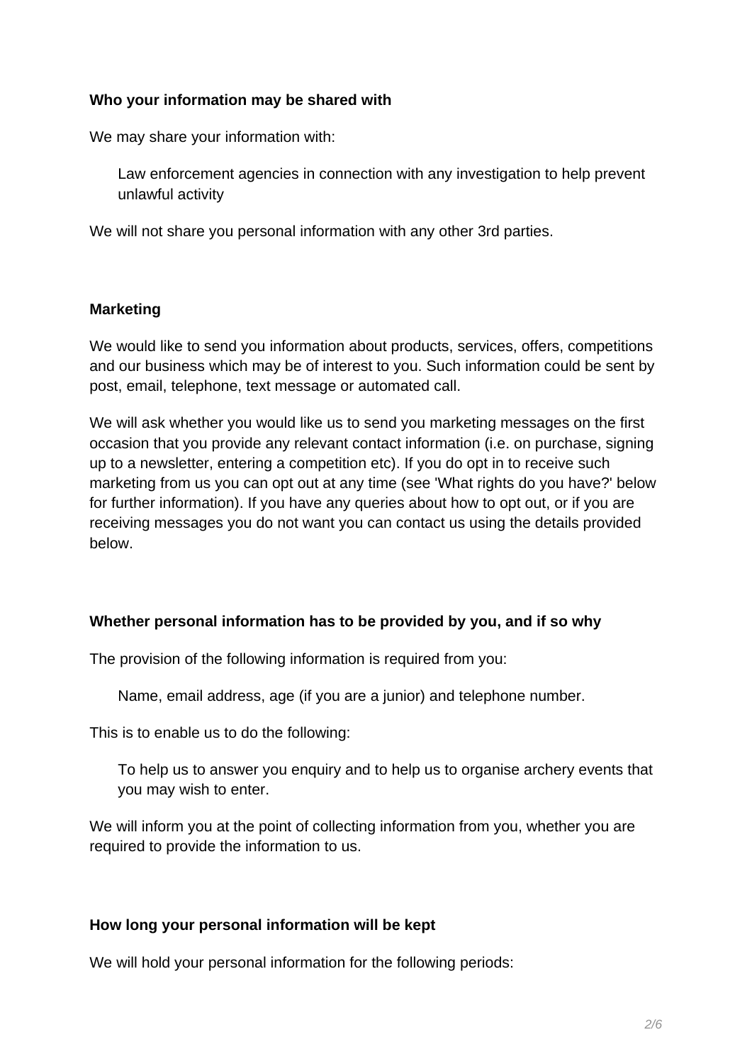**Who your information may be shared with**

We may share your information with:

- Law enforcement agencies in connection with any investigation to help prevent unlawful activity

We will not share you personal information with any other 3rd parties.

**Marketing**

We would like to send you information about products, services, offers, competitions and our business which may be of interest to you. Such information could be sent by post, email, telephone, text message or automated call.

We will ask whether you would like us to send you marketing messages on the first occasion that you provide any relevant contact information (i.e. on purchase, signing up to a newsletter, entering a competition etc). If you do opt in to receive such marketing from us you can opt out at any time (see 'What rights do you have?' below for further information). If you have any queries about how to opt out, or if you are receiving messages you do not want you can contact us using the details provided below.

**Whether personal information has to be provided by you, and if so why**

The provision of the following information is required from you:

- Name, email address, age (if you are a junior) and telephone number.

This is to enable us to do the following:

- To help us to answer you enquiry and to help us to organise archery events that you may wish to enter.

We will inform you at the point of collecting information from you, whether you are required to provide the information to us.

**How long your personal information will be kept**

We will hold your personal information for the following periods: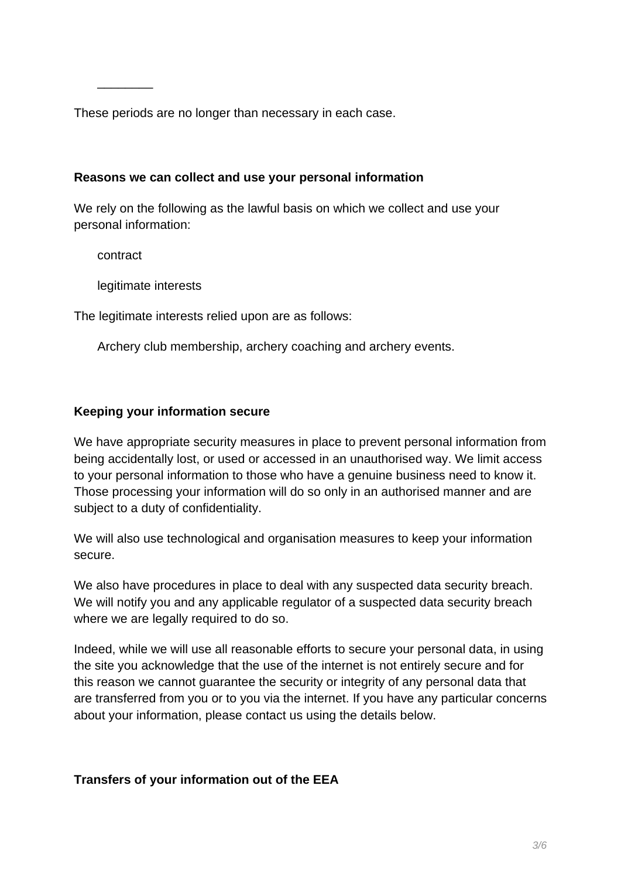________

These periods are no longer than necessary in each case.

**Reasons we can collect and use your personal information**

We rely on the following as the lawful basis on which we collect and use your personal information:

- contract
- legitimate interests

The legitimate interests relied upon are as follows:

- Archery club membership, archery coaching and archery events.

**Keeping your information secure**

We have appropriate security measures in place to prevent personal information from being accidentally lost, or used or accessed in an unauthorised way. We limit access to your personal information to those who have a genuine business need to know it. Those processing your information will do so only in an authorised manner and are subject to a duty of confidentiality.

We will also use technological and organisation measures to keep your information secure.

We also have procedures in place to deal with any suspected data security breach. We will notify you and any applicable regulator of a suspected data security breach where we are legally required to do so.

Indeed, while we will use all reasonable efforts to secure your personal data, in using the site you acknowledge that the use of the internet is not entirely secure and for this reason we cannot guarantee the security or integrity of any personal data that are transferred from you or to you via the internet. If you have any particular concerns about your information, please contact us using the details below.

**Transfers of your information out of the EEA**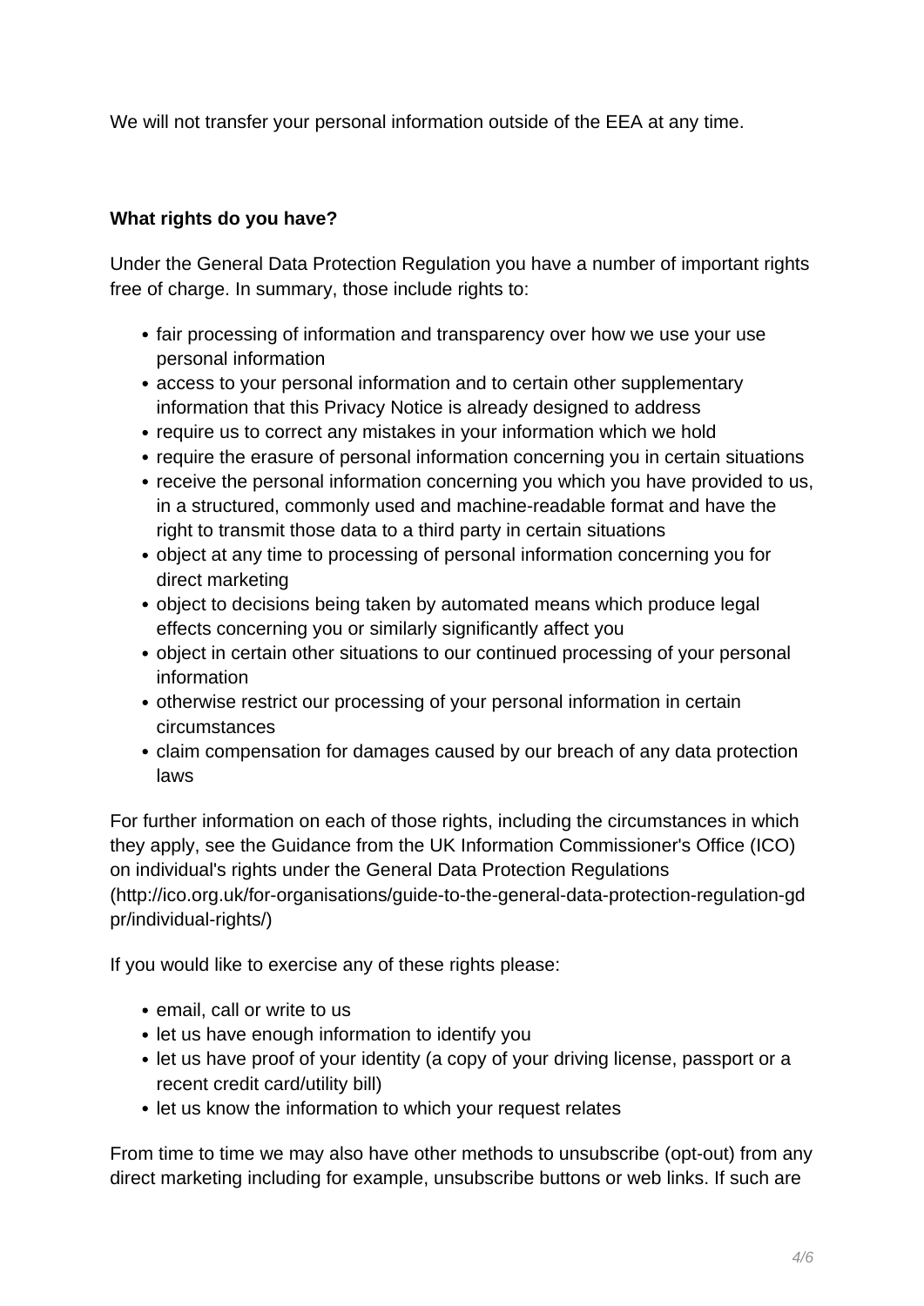We will not transfer your personal information outside of the EEA at any time.

**What rights do you have?**

Under the General Data Protection Regulation you have a number of important rights free of charge. In summary, those include rights to:

- fair processing of information and transparency over how we use your use personal information
- access to your personal information and to certain other supplementary information that this Privacy Notice is already designed to address
- require us to correct any mistakes in your information which we hold
- require the erasure of personal information concerning you in certain situations
- receive the personal information concerning you which you have provided to us, in a structured, commonly used and machine-readable format and have the right to transmit those data to a third party in certain situations
- object at any time to processing of personal information concerning you for direct marketing
- object to decisions being taken by automated means which produce legal effects concerning you or similarly significantly affect you
- object in certain other situations to our continued processing of your personal information
- otherwise restrict our processing of your personal information in certain circumstances
- claim compensation for damages caused by our breach of any data protection laws

For further information on each of those rights, including the circumstances in which they apply, see the Guidance from the UK Information Commissioner's Office (ICO) on individual's rights under the General Data Protection Regulations (http://ico.org.uk/for-organisations/guide-to-the-general-data-protection-regulation-gdpr/individual-rights/)

If you would like to exercise any of these rights please:

- email, call or write to us
- let us have enough information to identify you
- let us have proof of your identity (a copy of your driving license, passport or a recent credit card/utility bill)
- let us know the information to which your request relates

From time to time we may also have other methods to unsubscribe (opt-out) from any direct marketing including for example, unsubscribe buttons or web links. If such are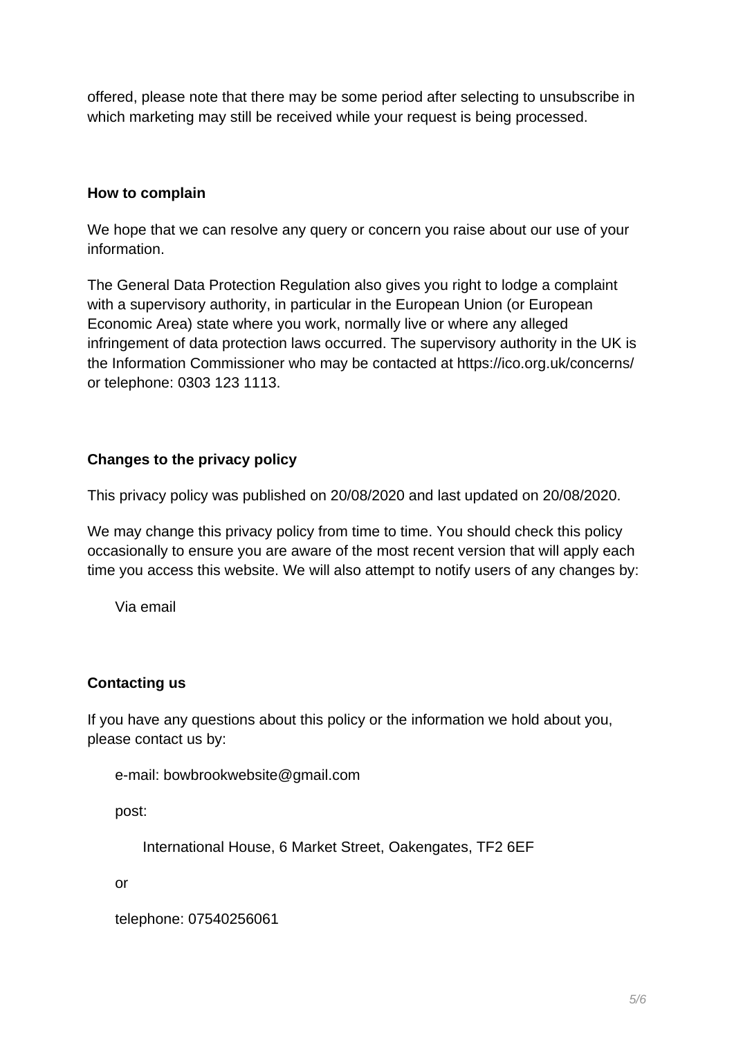offered, please note that there may be some period after selecting to unsubscribe in which marketing may still be received while your request is being processed.

**How to complain**

We hope that we can resolve any query or concern you raise about our use of your information.

The General Data Protection Regulation also gives you right to lodge a complaint with a supervisory authority, in particular in the European Union (or European Economic Area) state where you work, normally live or where any alleged infringement of data protection laws occurred. The supervisory authority in the UK is the Information Commissioner who may be contacted at https://ico.org.uk/concerns/ or telephone: 0303 123 1113.

**Changes to the privacy policy**

This privacy policy was published on 20/08/2020 and last updated on 20/08/2020.

We may change this privacy policy from time to time. You should check this policy occasionally to ensure you are aware of the most recent version that will apply each time you access this website. We will also attempt to notify users of any changes by:

Via email

**Contacting us**

If you have any questions about this policy or the information we hold about you, please contact us by:

e-mail: bowbrookwebsite@gmail.com

post:

International House, 6 Market Street, Oakengates, TF2 6EF

or

telephone: 07540256061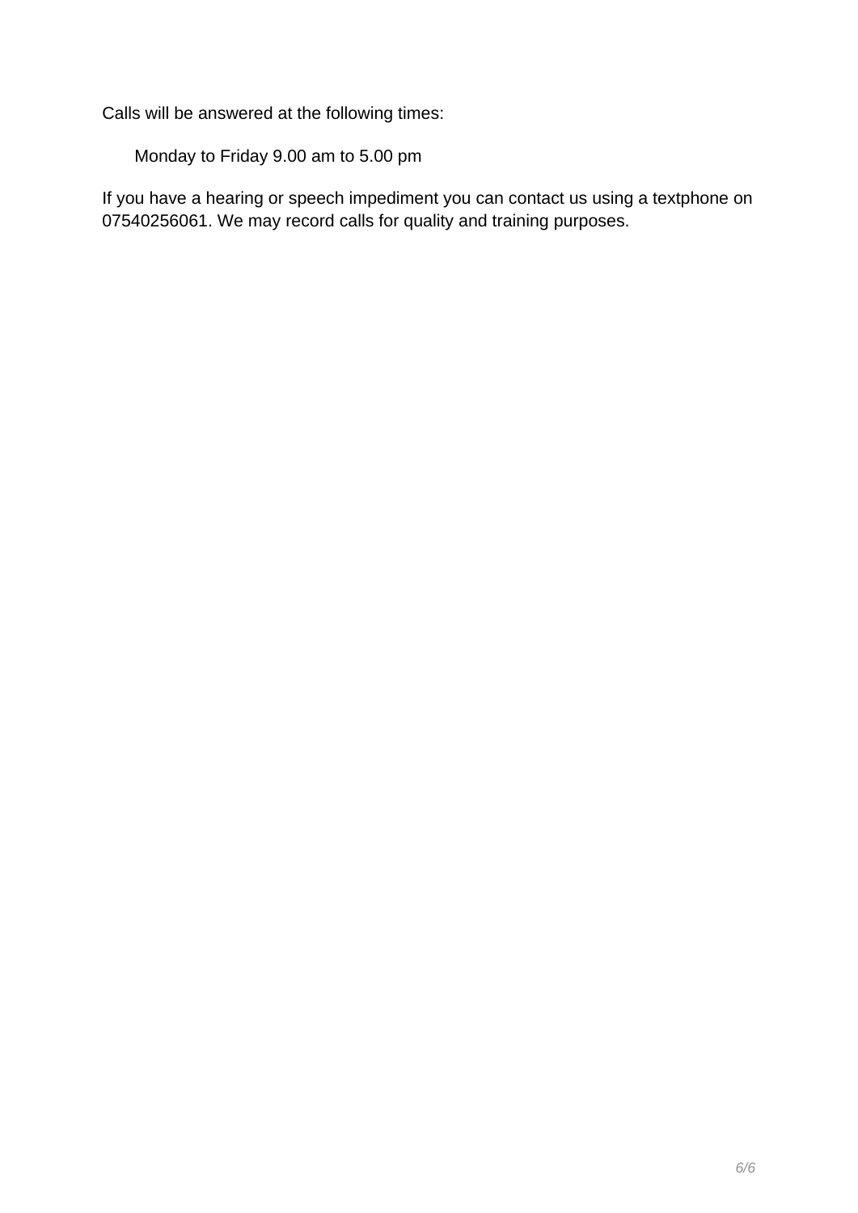Calls will be answered at the following times:

Monday to Friday 9.00 am to 5.00 pm

If you have a hearing or speech impediment you can contact us using a textphone on 07540256061. We may record calls for quality and training purposes.